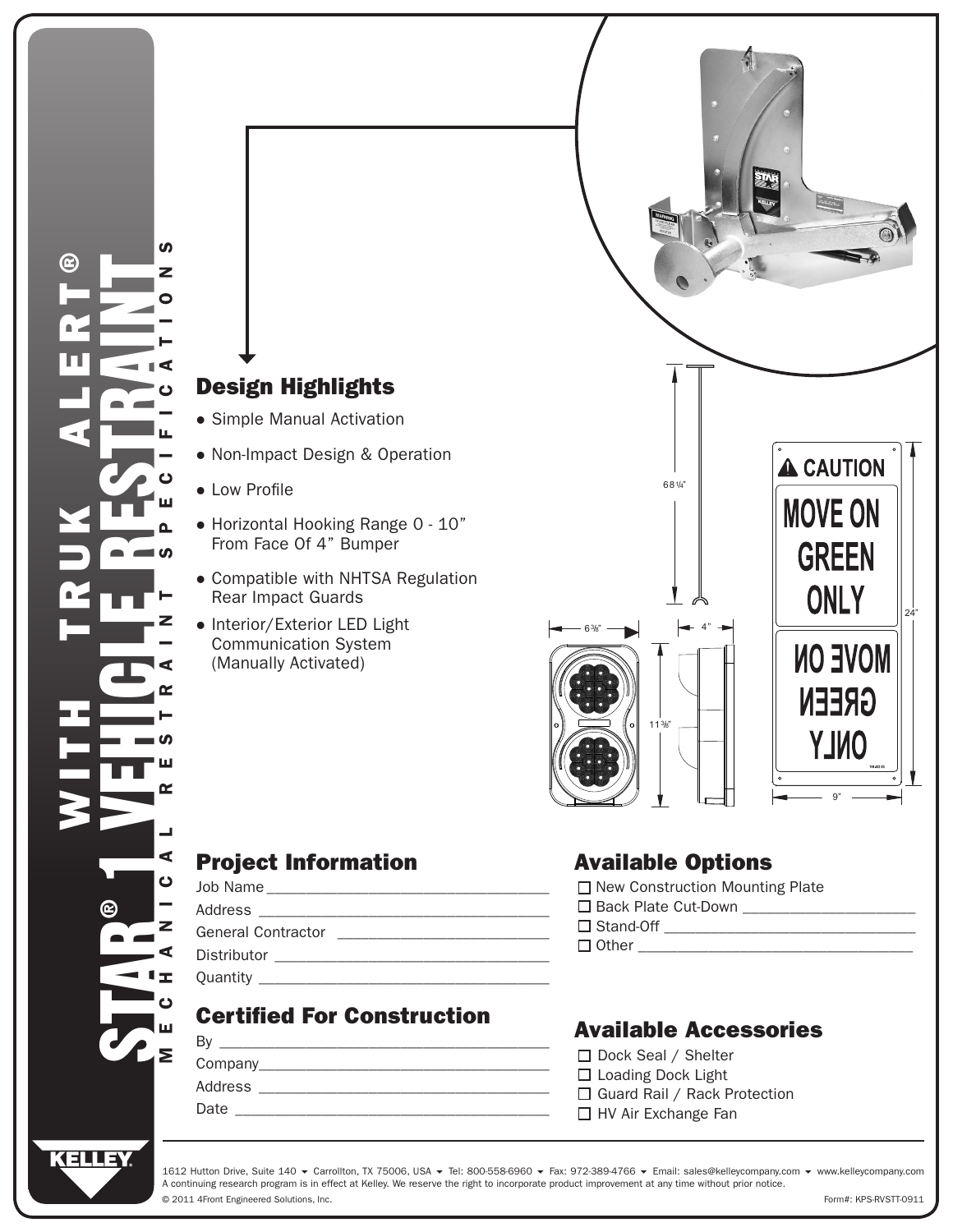# STAR® 1 VEHICLE RESTRAINT WITH TRUK ALERT®

MECHANICAL RESTRAINT SPECIFICATIONS

## Design Highlights

- Simple Manual Activation
- Non-Impact Design & Operation
- Low Profile
- Horizontal Hooking Range 0 - 10" From Face Of 4" Bumper
- Compatible with NHTSA Regulation Rear Impact Guards
- Interior/Exterior LED Light Communication System (Manually Activated)

68 1/4"

6 3/8"

11 3/8"

4"

⚠ CAUTION

MOVE ON GREEN ONLY

24"

9"

## Project Information

Job Name ______________________

Address ______________________

General Contractor ______________________

Distributor ______________________

Quantity ______________________

## Certified For Construction

By ______________________

Company ______________________

Address ______________________

Date ______________________

## Available Options

- ☐ New Construction Mounting Plate
- ☐ Back Plate Cut-Down ______________________
- ☐ Stand-Off ______________________
- ☐ Other ______________________

## Available Accessories

- ☐ Dock Seal / Shelter
- ☐ Loading Dock Light
- ☐ Guard Rail / Rack Protection
- ☐ HV Air Exchange Fan

KELLEY

1612 Hutton Drive, Suite 140 ▾ Carrollton, TX 75006, USA ▾ Tel: 800-558-6960 ▾ Fax: 972-389-4766 ▾ Email: sales@kelleycompany.com ▾ www.kelleycompany.com

A continuing research program is in effect at Kelley. We reserve the right to incorporate product improvement at any time without prior notice.

© 2011 4Front Engineered Solutions, Inc.

Form#: KPS-RVSTT-0911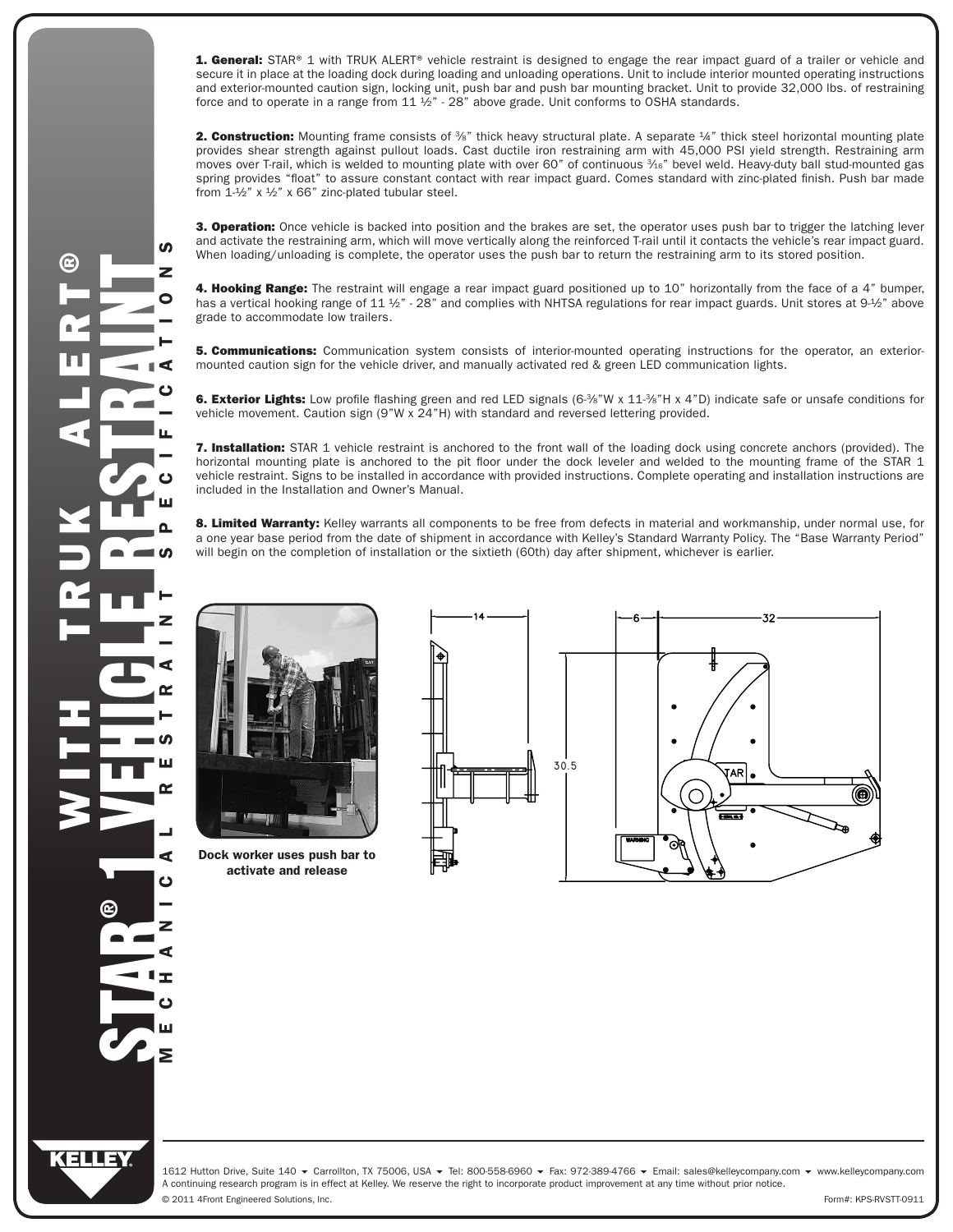# STAR® 1 VEHICLE RESTRAINT WITH TRUK ALERT®

## MECHANICAL RESTRAINT SPECIFICATIONS

**1. General:** STAR® 1 with TRUK ALERT® vehicle restraint is designed to engage the rear impact guard of a trailer or vehicle and secure it in place at the loading dock during loading and unloading operations. Unit to include interior mounted operating instructions and exterior-mounted caution sign, locking unit, push bar and push bar mounting bracket. Unit to provide 32,000 lbs. of restraining force and to operate in a range from 11 ½" - 28" above grade. Unit conforms to OSHA standards.

**2. Construction:** Mounting frame consists of ⅜" thick heavy structural plate. A separate ¼" thick steel horizontal mounting plate provides shear strength against pullout loads. Cast ductile iron restraining arm with 45,000 PSI yield strength. Restraining arm moves over T-rail, which is welded to mounting plate with over 60" of continuous ³⁄₁₆" bevel weld. Heavy-duty ball stud-mounted gas spring provides "float" to assure constant contact with rear impact guard. Comes standard with zinc-plated finish. Push bar made from 1-½" x ½" x 66" zinc-plated tubular steel.

**3. Operation:** Once vehicle is backed into position and the brakes are set, the operator uses push bar to trigger the latching lever and activate the restraining arm, which will move vertically along the reinforced T-rail until it contacts the vehicle's rear impact guard. When loading/unloading is complete, the operator uses the push bar to return the restraining arm to its stored position.

**4. Hooking Range:** The restraint will engage a rear impact guard positioned up to 10" horizontally from the face of a 4" bumper, has a vertical hooking range of 11 ½" - 28" and complies with NHTSA regulations for rear impact guards. Unit stores at 9-½" above grade to accommodate low trailers.

**5. Communications:** Communication system consists of interior-mounted operating instructions for the operator, an exterior-mounted caution sign for the vehicle driver, and manually activated red & green LED communication lights.

**6. Exterior Lights:** Low profile flashing green and red LED signals (6-⅜"W x 11-⅜"H x 4"D) indicate safe or unsafe conditions for vehicle movement. Caution sign (9"W x 24"H) with standard and reversed lettering provided.

**7. Installation:** STAR 1 vehicle restraint is anchored to the front wall of the loading dock using concrete anchors (provided). The horizontal mounting plate is anchored to the pit floor under the dock leveler and welded to the mounting frame of the STAR 1 vehicle restraint. Signs to be installed in accordance with provided instructions. Complete operating and installation instructions are included in the Installation and Owner's Manual.

**8. Limited Warranty:** Kelley warrants all components to be free from defects in material and workmanship, under normal use, for a one year base period from the date of shipment in accordance with Kelley's Standard Warranty Policy. The "Base Warranty Period" will begin on the completion of installation or the sixtieth (60th) day after shipment, whichever is earlier.

**Dock worker uses push bar to activate and release**

14

6

32

30.5

KELLEY

1612 Hutton Drive, Suite 140 ▾ Carrollton, TX 75006, USA ▾ Tel: 800-558-6960 ▾ Fax: 972-389-4766 ▾ Email: sales@kelleycompany.com ▾ www.kelleycompany.com
A continuing research program is in effect at Kelley. We reserve the right to incorporate product improvement at any time without prior notice.

© 2011 4Front Engineered Solutions, Inc.

Form#: KPS-RVSTT-0911